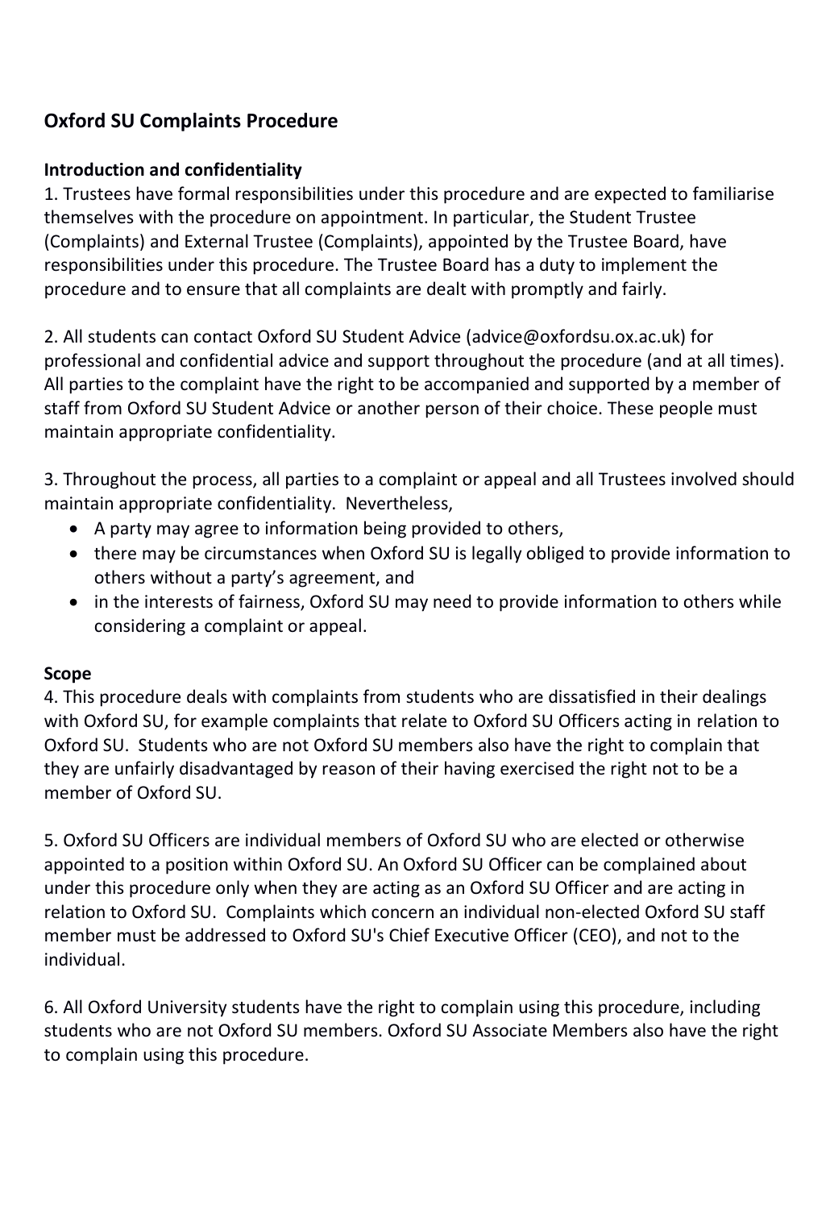## Oxford SU Complaints Procedure

### Introduction and confidentiality

1. Trustees have formal responsibilities under this procedure and are expected to familiarise themselves with the procedure on appointment. In particular, the Student Trustee (Complaints) and External Trustee (Complaints), appointed by the Trustee Board, have responsibilities under this procedure. The Trustee Board has a duty to implement the procedure and to ensure that all complaints are dealt with promptly and fairly.

2. All students can contact Oxford SU Student Advice (advice@oxfordsu.ox.ac.uk) for professional and confidential advice and support throughout the procedure (and at all times). All parties to the complaint have the right to be accompanied and supported by a member of staff from Oxford SU Student Advice or another person of their choice. These people must maintain appropriate confidentiality.

3. Throughout the process, all parties to a complaint or appeal and all Trustees involved should maintain appropriate confidentiality. Nevertheless,

- A party may agree to information being provided to others,
- there may be circumstances when Oxford SU is legally obliged to provide information to others without a party's agreement, and
- in the interests of fairness, Oxford SU may need to provide information to others while considering a complaint or appeal.

### Scope

4. This procedure deals with complaints from students who are dissatisfied in their dealings with Oxford SU, for example complaints that relate to Oxford SU Officers acting in relation to Oxford SU. Students who are not Oxford SU members also have the right to complain that they are unfairly disadvantaged by reason of their having exercised the right not to be a member of Oxford SU.

5. Oxford SU Officers are individual members of Oxford SU who are elected or otherwise appointed to a position within Oxford SU. An Oxford SU Officer can be complained about under this procedure only when they are acting as an Oxford SU Officer and are acting in relation to Oxford SU. Complaints which concern an individual non-elected Oxford SU staff member must be addressed to Oxford SU's Chief Executive Officer (CEO), and not to the individual.

6. All Oxford University students have the right to complain using this procedure, including students who are not Oxford SU members. Oxford SU Associate Members also have the right to complain using this procedure.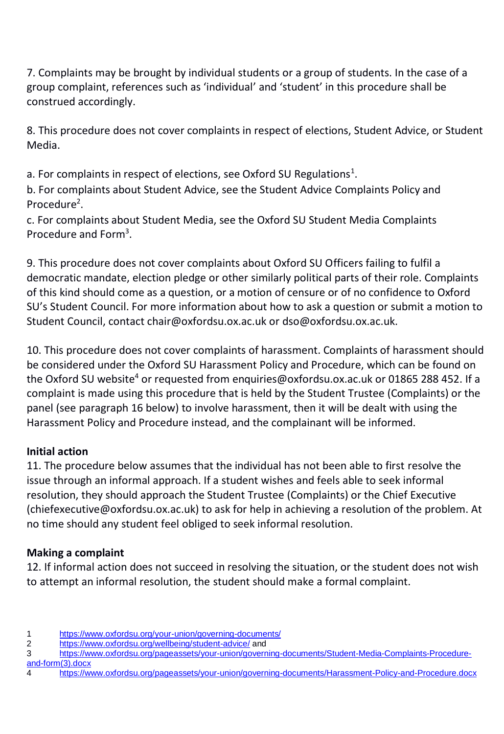7. Complaints may be brought by individual students or a group of students. In the case of a group complaint, references such as 'individual' and 'student' in this procedure shall be construed accordingly.

8. This procedure does not cover complaints in respect of elections, Student Advice, or Student Media.

a. For complaints in respect of elections, see Oxford SU Regulations[1].
b. For complaints about Student Advice, see the Student Advice Complaints Policy and Procedure[2].
c. For complaints about Student Media, see the Oxford SU Student Media Complaints Procedure and Form[3].

9. This procedure does not cover complaints about Oxford SU Officers failing to fulfil a democratic mandate, election pledge or other similarly political parts of their role. Complaints of this kind should come as a question, or a motion of censure or of no confidence to Oxford SU's Student Council. For more information about how to ask a question or submit a motion to Student Council, contact chair@oxfordsu.ox.ac.uk or dso@oxfordsu.ox.ac.uk.

10. This procedure does not cover complaints of harassment. Complaints of harassment should be considered under the Oxford SU Harassment Policy and Procedure, which can be found on the Oxford SU website[4] or requested from enquiries@oxfordsu.ox.ac.uk or 01865 288 452. If a complaint is made using this procedure that is held by the Student Trustee (Complaints) or the panel (see paragraph 16 below) to involve harassment, then it will be dealt with using the Harassment Policy and Procedure instead, and the complainant will be informed.

**Initial action**

11. The procedure below assumes that the individual has not been able to first resolve the issue through an informal approach. If a student wishes and feels able to seek informal resolution, they should approach the Student Trustee (Complaints) or the Chief Executive (chiefexecutive@oxfordsu.ox.ac.uk) to ask for help in achieving a resolution of the problem. At no time should any student feel obliged to seek informal resolution.

**Making a complaint**

12. If informal action does not succeed in resolving the situation, or the student does not wish to attempt an informal resolution, the student should make a formal complaint.

1 https://www.oxfordsu.org/your-union/governing-documents/
2 https://www.oxfordsu.org/wellbeing/student-advice/ and
3 https://www.oxfordsu.org/pageassets/your-union/governing-documents/Student-Media-Complaints-Procedure-and-form(3).docx
4 https://www.oxfordsu.org/pageassets/your-union/governing-documents/Harassment-Policy-and-Procedure.docx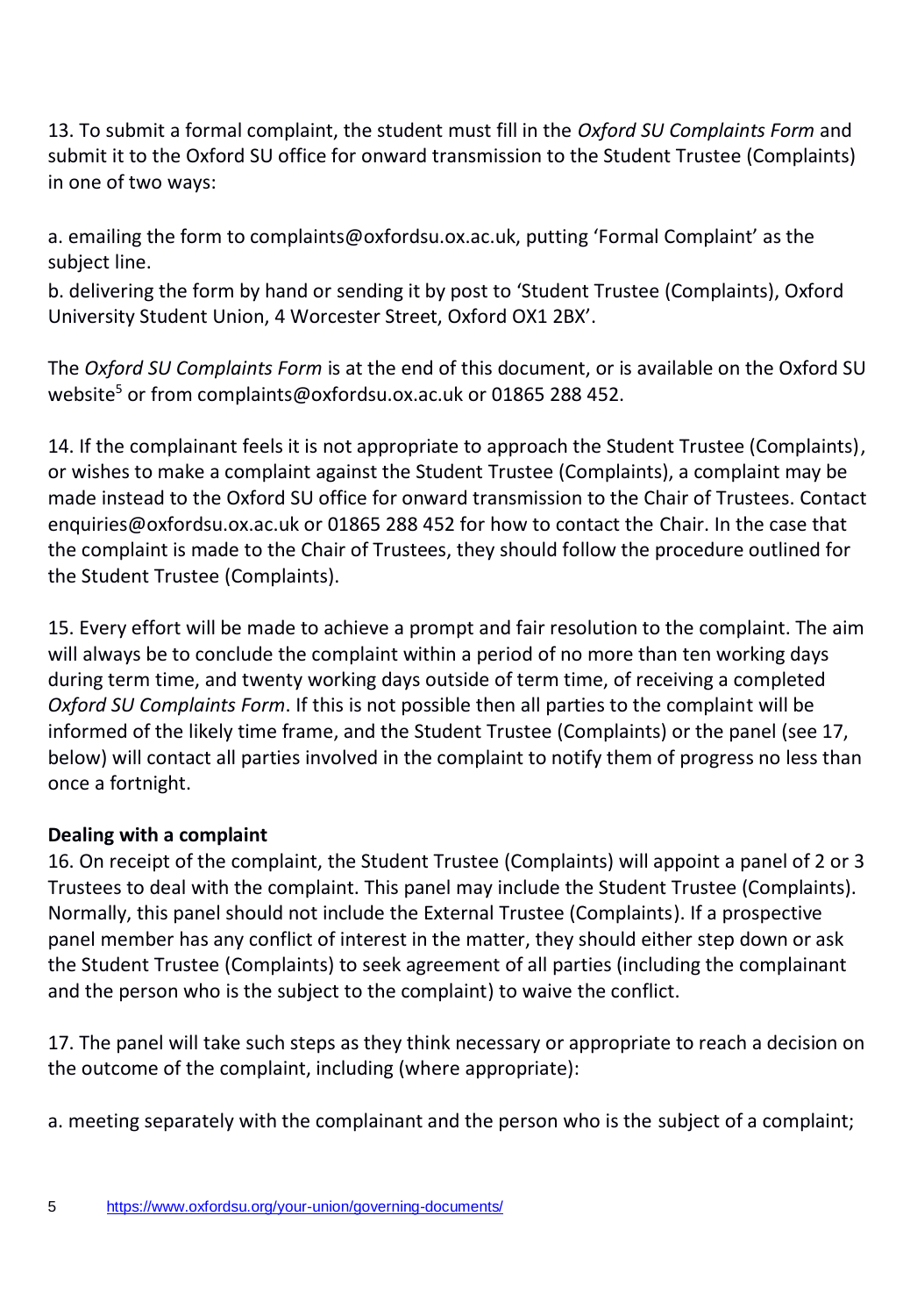13. To submit a formal complaint, the student must fill in the *Oxford SU Complaints Form* and submit it to the Oxford SU office for onward transmission to the Student Trustee (Complaints) in one of two ways:

a. emailing the form to complaints@oxfordsu.ox.ac.uk, putting 'Formal Complaint' as the subject line.
b. delivering the form by hand or sending it by post to 'Student Trustee (Complaints), Oxford University Student Union, 4 Worcester Street, Oxford OX1 2BX'.

The *Oxford SU Complaints Form* is at the end of this document, or is available on the Oxford SU website[5] or from complaints@oxfordsu.ox.ac.uk or 01865 288 452.

14. If the complainant feels it is not appropriate to approach the Student Trustee (Complaints), or wishes to make a complaint against the Student Trustee (Complaints), a complaint may be made instead to the Oxford SU office for onward transmission to the Chair of Trustees. Contact enquiries@oxfordsu.ox.ac.uk or 01865 288 452 for how to contact the Chair. In the case that the complaint is made to the Chair of Trustees, they should follow the procedure outlined for the Student Trustee (Complaints).

15. Every effort will be made to achieve a prompt and fair resolution to the complaint. The aim will always be to conclude the complaint within a period of no more than ten working days during term time, and twenty working days outside of term time, of receiving a completed *Oxford SU Complaints Form*. If this is not possible then all parties to the complaint will be informed of the likely time frame, and the Student Trustee (Complaints) or the panel (see 17, below) will contact all parties involved in the complaint to notify them of progress no less than once a fortnight.

**Dealing with a complaint**

16. On receipt of the complaint, the Student Trustee (Complaints) will appoint a panel of 2 or 3 Trustees to deal with the complaint. This panel may include the Student Trustee (Complaints). Normally, this panel should not include the External Trustee (Complaints). If a prospective panel member has any conflict of interest in the matter, they should either step down or ask the Student Trustee (Complaints) to seek agreement of all parties (including the complainant and the person who is the subject to the complaint) to waive the conflict.

17. The panel will take such steps as they think necessary or appropriate to reach a decision on the outcome of the complaint, including (where appropriate):

a. meeting separately with the complainant and the person who is the subject of a complaint;

5 https://www.oxfordsu.org/your-union/governing-documents/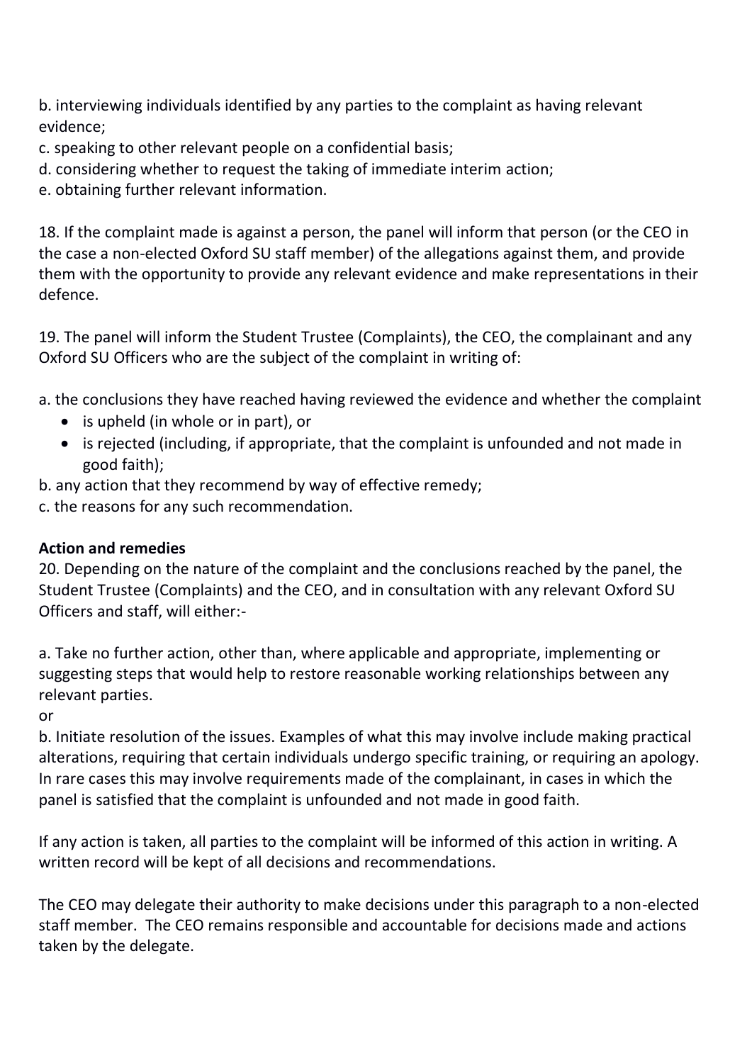b. interviewing individuals identified by any parties to the complaint as having relevant evidence;
c. speaking to other relevant people on a confidential basis;
d. considering whether to request the taking of immediate interim action;
e. obtaining further relevant information.

18. If the complaint made is against a person, the panel will inform that person (or the CEO in the case a non-elected Oxford SU staff member) of the allegations against them, and provide them with the opportunity to provide any relevant evidence and make representations in their defence.

19. The panel will inform the Student Trustee (Complaints), the CEO, the complainant and any Oxford SU Officers who are the subject of the complaint in writing of:

a. the conclusions they have reached having reviewed the evidence and whether the complaint
- is upheld (in whole or in part), or
- is rejected (including, if appropriate, that the complaint is unfounded and not made in good faith);

b. any action that they recommend by way of effective remedy;
c. the reasons for any such recommendation.

**Action and remedies**

20. Depending on the nature of the complaint and the conclusions reached by the panel, the Student Trustee (Complaints) and the CEO, and in consultation with any relevant Oxford SU Officers and staff, will either:-

a. Take no further action, other than, where applicable and appropriate, implementing or suggesting steps that would help to restore reasonable working relationships between any relevant parties.
or
b. Initiate resolution of the issues. Examples of what this may involve include making practical alterations, requiring that certain individuals undergo specific training, or requiring an apology. In rare cases this may involve requirements made of the complainant, in cases in which the panel is satisfied that the complaint is unfounded and not made in good faith.

If any action is taken, all parties to the complaint will be informed of this action in writing. A written record will be kept of all decisions and recommendations.

The CEO may delegate their authority to make decisions under this paragraph to a non-elected staff member. The CEO remains responsible and accountable for decisions made and actions taken by the delegate.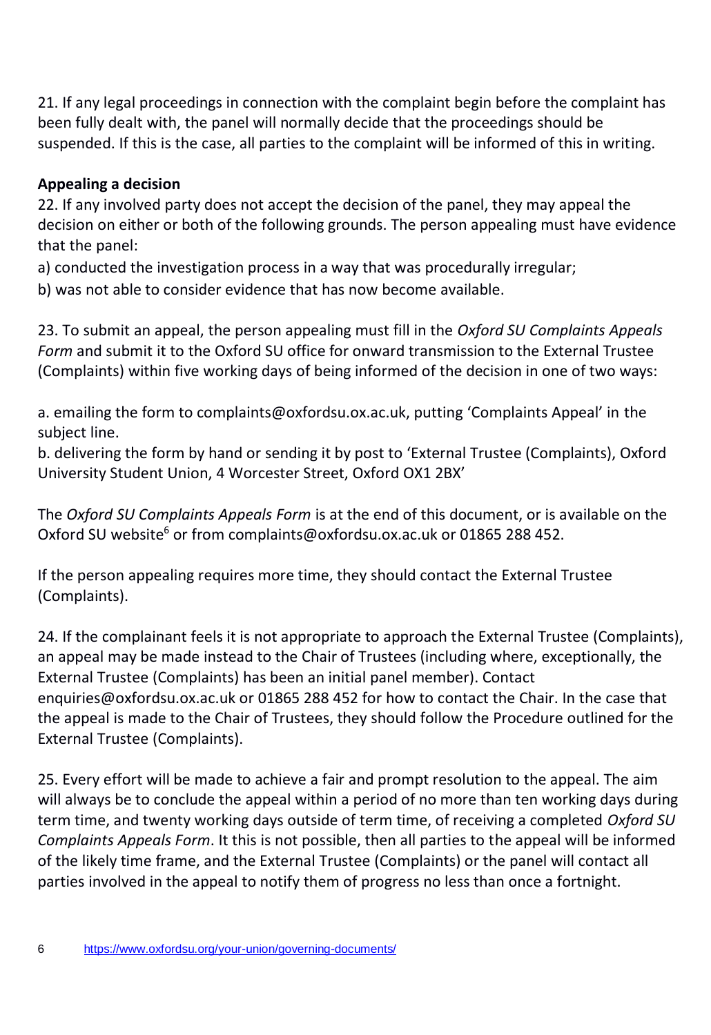21. If any legal proceedings in connection with the complaint begin before the complaint has been fully dealt with, the panel will normally decide that the proceedings should be suspended. If this is the case, all parties to the complaint will be informed of this in writing.

**Appealing a decision**

22. If any involved party does not accept the decision of the panel, they may appeal the decision on either or both of the following grounds. The person appealing must have evidence that the panel:

a) conducted the investigation process in a way that was procedurally irregular;

b) was not able to consider evidence that has now become available.

23. To submit an appeal, the person appealing must fill in the *Oxford SU Complaints Appeals Form* and submit it to the Oxford SU office for onward transmission to the External Trustee (Complaints) within five working days of being informed of the decision in one of two ways:

a. emailing the form to complaints@oxfordsu.ox.ac.uk, putting 'Complaints Appeal' in the subject line.

b. delivering the form by hand or sending it by post to 'External Trustee (Complaints), Oxford University Student Union, 4 Worcester Street, Oxford OX1 2BX'

The *Oxford SU Complaints Appeals Form* is at the end of this document, or is available on the Oxford SU website[6] or from complaints@oxfordsu.ox.ac.uk or 01865 288 452.

If the person appealing requires more time, they should contact the External Trustee (Complaints).

24. If the complainant feels it is not appropriate to approach the External Trustee (Complaints), an appeal may be made instead to the Chair of Trustees (including where, exceptionally, the External Trustee (Complaints) has been an initial panel member). Contact enquiries@oxfordsu.ox.ac.uk or 01865 288 452 for how to contact the Chair. In the case that the appeal is made to the Chair of Trustees, they should follow the Procedure outlined for the External Trustee (Complaints).

25. Every effort will be made to achieve a fair and prompt resolution to the appeal. The aim will always be to conclude the appeal within a period of no more than ten working days during term time, and twenty working days outside of term time, of receiving a completed *Oxford SU Complaints Appeals Form*. It this is not possible, then all parties to the appeal will be informed of the likely time frame, and the External Trustee (Complaints) or the panel will contact all parties involved in the appeal to notify them of progress no less than once a fortnight.

6 https://www.oxfordsu.org/your-union/governing-documents/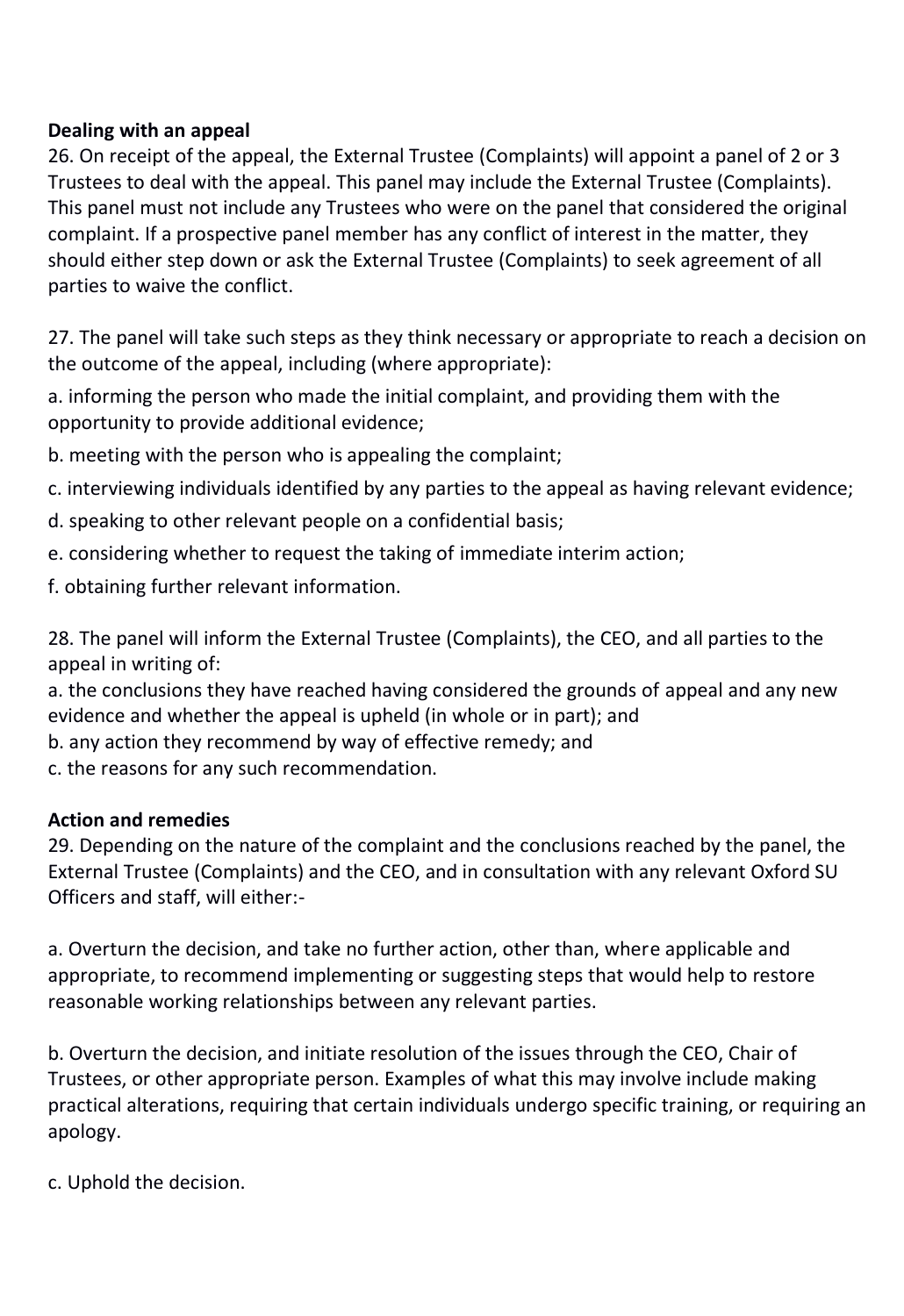**Dealing with an appeal**

26. On receipt of the appeal, the External Trustee (Complaints) will appoint a panel of 2 or 3 Trustees to deal with the appeal. This panel may include the External Trustee (Complaints). This panel must not include any Trustees who were on the panel that considered the original complaint. If a prospective panel member has any conflict of interest in the matter, they should either step down or ask the External Trustee (Complaints) to seek agreement of all parties to waive the conflict.

27. The panel will take such steps as they think necessary or appropriate to reach a decision on the outcome of the appeal, including (where appropriate):

a. informing the person who made the initial complaint, and providing them with the opportunity to provide additional evidence;

b. meeting with the person who is appealing the complaint;

c. interviewing individuals identified by any parties to the appeal as having relevant evidence;

d. speaking to other relevant people on a confidential basis;

e. considering whether to request the taking of immediate interim action;

f. obtaining further relevant information.

28. The panel will inform the External Trustee (Complaints), the CEO, and all parties to the appeal in writing of:

a. the conclusions they have reached having considered the grounds of appeal and any new evidence and whether the appeal is upheld (in whole or in part); and

b. any action they recommend by way of effective remedy; and

c. the reasons for any such recommendation.

**Action and remedies**

29. Depending on the nature of the complaint and the conclusions reached by the panel, the External Trustee (Complaints) and the CEO, and in consultation with any relevant Oxford SU Officers and staff, will either:-

a. Overturn the decision, and take no further action, other than, where applicable and appropriate, to recommend implementing or suggesting steps that would help to restore reasonable working relationships between any relevant parties.

b. Overturn the decision, and initiate resolution of the issues through the CEO, Chair of Trustees, or other appropriate person. Examples of what this may involve include making practical alterations, requiring that certain individuals undergo specific training, or requiring an apology.

c. Uphold the decision.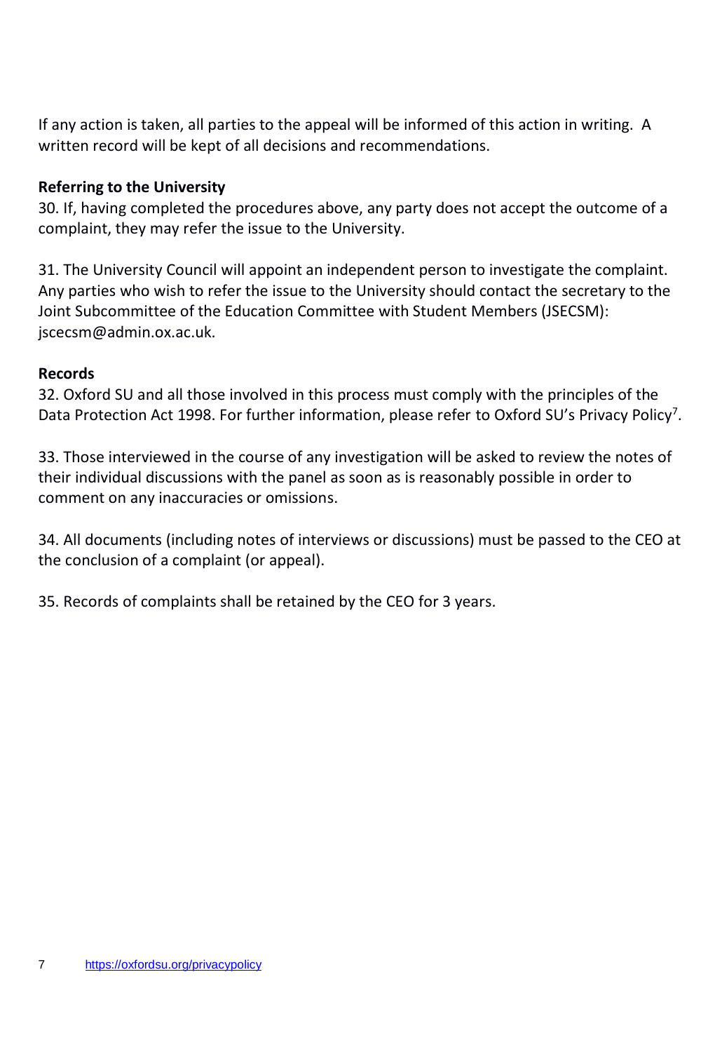If any action is taken, all parties to the appeal will be informed of this action in writing. A written record will be kept of all decisions and recommendations.

**Referring to the University**

30. If, having completed the procedures above, any party does not accept the outcome of a complaint, they may refer the issue to the University.

31. The University Council will appoint an independent person to investigate the complaint. Any parties who wish to refer the issue to the University should contact the secretary to the Joint Subcommittee of the Education Committee with Student Members (JSECSM): jscecsm@admin.ox.ac.uk.

**Records**

32. Oxford SU and all those involved in this process must comply with the principles of the Data Protection Act 1998. For further information, please refer to Oxford SU's Privacy Policy[7].

33. Those interviewed in the course of any investigation will be asked to review the notes of their individual discussions with the panel as soon as is reasonably possible in order to comment on any inaccuracies or omissions.

34. All documents (including notes of interviews or discussions) must be passed to the CEO at the conclusion of a complaint (or appeal).

35. Records of complaints shall be retained by the CEO for 3 years.

7 https://oxfordsu.org/privacypolicy